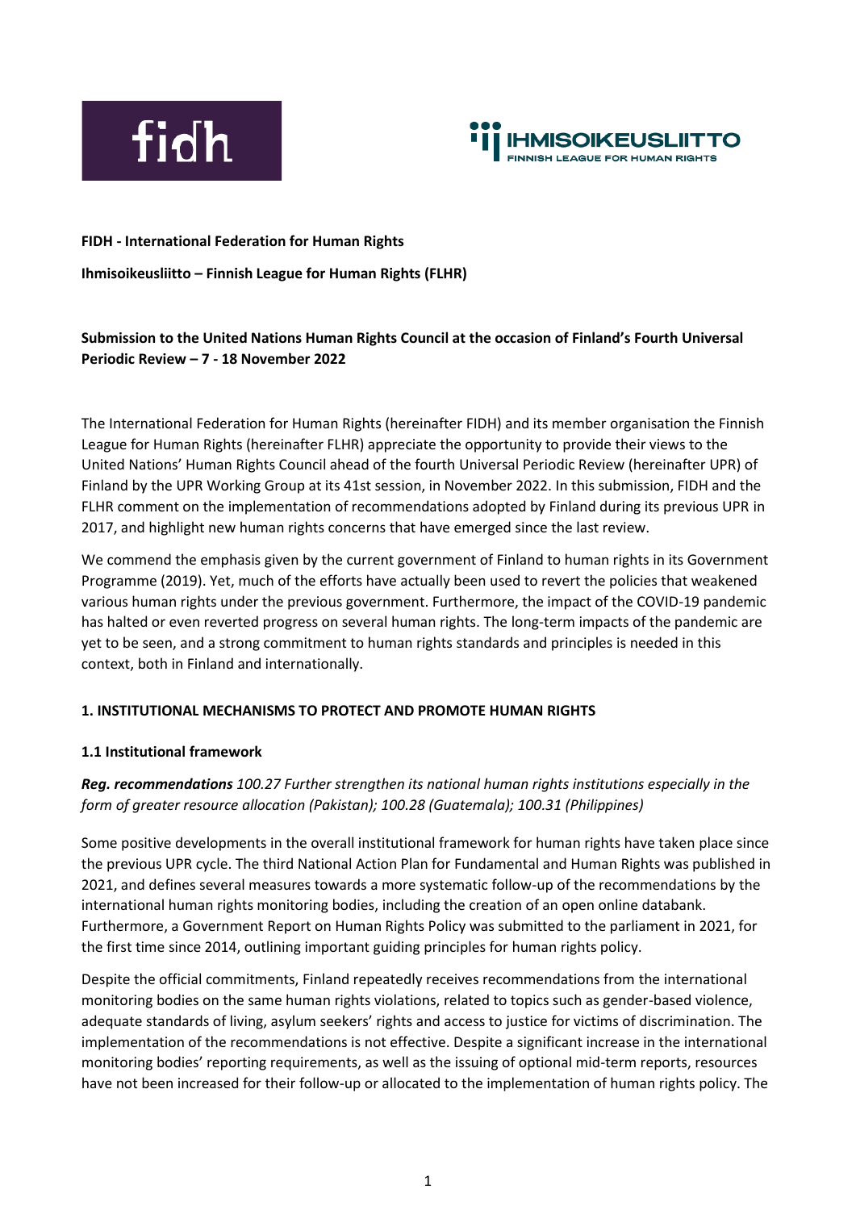**FIDH - International Federation for Human Rights**

**Ihmisoikeusliitto – Finnish League for Human Rights (FLHR)**

**Submission to the United Nations Human Rights Council at the occasion of Finland's Fourth Universal Periodic Review – 7 - 18 November 2022**

The International Federation for Human Rights (hereinafter FIDH) and its member organisation the Finnish League for Human Rights (hereinafter FLHR) appreciate the opportunity to provide their views to the United Nations' Human Rights Council ahead of the fourth Universal Periodic Review (hereinafter UPR) of Finland by the UPR Working Group at its 41st session, in November 2022. In this submission, FIDH and the FLHR comment on the implementation of recommendations adopted by Finland during its previous UPR in 2017, and highlight new human rights concerns that have emerged since the last review.

We commend the emphasis given by the current government of Finland to human rights in its Government Programme (2019). Yet, much of the efforts have actually been used to revert the policies that weakened various human rights under the previous government. Furthermore, the impact of the COVID-19 pandemic has halted or even reverted progress on several human rights. The long-term impacts of the pandemic are yet to be seen, and a strong commitment to human rights standards and principles is needed in this context, both in Finland and internationally.

## 1. INSTITUTIONAL MECHANISMS TO PROTECT AND PROMOTE HUMAN RIGHTS

### 1.1 Institutional framework

***Reg. recommendations*** *100.27 Further strengthen its national human rights institutions especially in the form of greater resource allocation (Pakistan); 100.28 (Guatemala); 100.31 (Philippines)*

Some positive developments in the overall institutional framework for human rights have taken place since the previous UPR cycle. The third National Action Plan for Fundamental and Human Rights was published in 2021, and defines several measures towards a more systematic follow-up of the recommendations by the international human rights monitoring bodies, including the creation of an open online databank. Furthermore, a Government Report on Human Rights Policy was submitted to the parliament in 2021, for the first time since 2014, outlining important guiding principles for human rights policy.

Despite the official commitments, Finland repeatedly receives recommendations from the international monitoring bodies on the same human rights violations, related to topics such as gender-based violence, adequate standards of living, asylum seekers' rights and access to justice for victims of discrimination. The implementation of the recommendations is not effective. Despite a significant increase in the international monitoring bodies' reporting requirements, as well as the issuing of optional mid-term reports, resources have not been increased for their follow-up or allocated to the implementation of human rights policy. The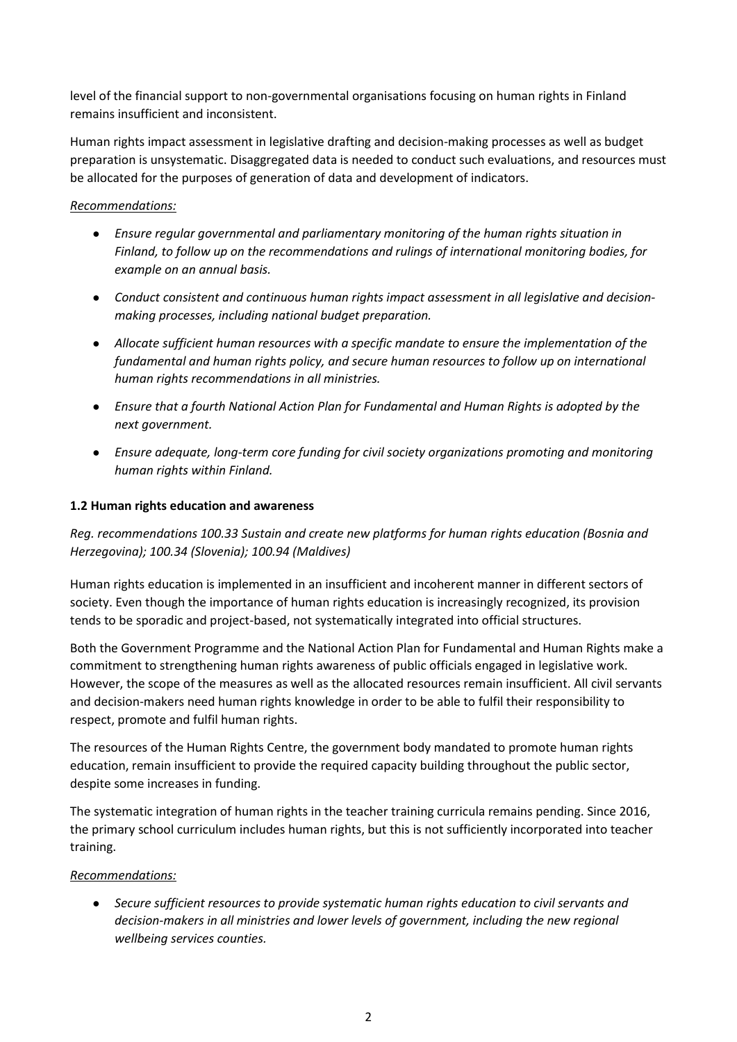level of the financial support to non-governmental organisations focusing on human rights in Finland remains insufficient and inconsistent.

Human rights impact assessment in legislative drafting and decision-making processes as well as budget preparation is unsystematic. Disaggregated data is needed to conduct such evaluations, and resources must be allocated for the purposes of generation of data and development of indicators.

*Recommendations:*

- *Ensure regular governmental and parliamentary monitoring of the human rights situation in Finland, to follow up on the recommendations and rulings of international monitoring bodies, for example on an annual basis.*
- *Conduct consistent and continuous human rights impact assessment in all legislative and decision-making processes, including national budget preparation.*
- *Allocate sufficient human resources with a specific mandate to ensure the implementation of the fundamental and human rights policy, and secure human resources to follow up on international human rights recommendations in all ministries.*
- *Ensure that a fourth National Action Plan for Fundamental and Human Rights is adopted by the next government.*
- *Ensure adequate, long-term core funding for civil society organizations promoting and monitoring human rights within Finland.*

### 1.2 Human rights education and awareness

*Reg. recommendations 100.33 Sustain and create new platforms for human rights education (Bosnia and Herzegovina); 100.34 (Slovenia); 100.94 (Maldives)*

Human rights education is implemented in an insufficient and incoherent manner in different sectors of society. Even though the importance of human rights education is increasingly recognized, its provision tends to be sporadic and project-based, not systematically integrated into official structures.

Both the Government Programme and the National Action Plan for Fundamental and Human Rights make a commitment to strengthening human rights awareness of public officials engaged in legislative work. However, the scope of the measures as well as the allocated resources remain insufficient. All civil servants and decision-makers need human rights knowledge in order to be able to fulfil their responsibility to respect, promote and fulfil human rights.

The resources of the Human Rights Centre, the government body mandated to promote human rights education, remain insufficient to provide the required capacity building throughout the public sector, despite some increases in funding.

The systematic integration of human rights in the teacher training curricula remains pending. Since 2016, the primary school curriculum includes human rights, but this is not sufficiently incorporated into teacher training.

*Recommendations:*

- *Secure sufficient resources to provide systematic human rights education to civil servants and decision-makers in all ministries and lower levels of government, including the new regional wellbeing services counties.*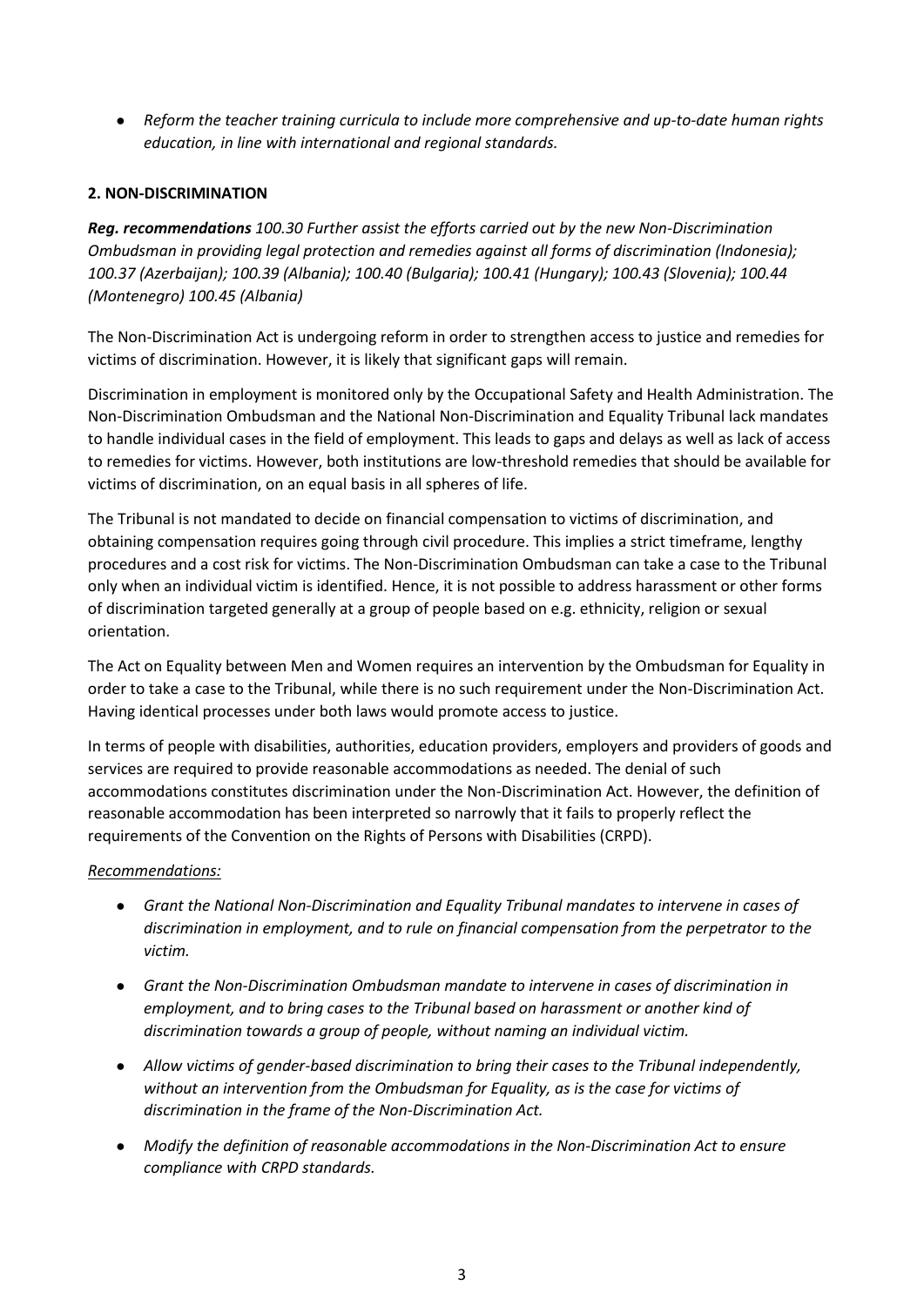- *Reform the teacher training curricula to include more comprehensive and up-to-date human rights education, in line with international and regional standards.*

## 2. NON-DISCRIMINATION

***Reg. recommendations** 100.30 Further assist the efforts carried out by the new Non-Discrimination Ombudsman in providing legal protection and remedies against all forms of discrimination (Indonesia); 100.37 (Azerbaijan); 100.39 (Albania); 100.40 (Bulgaria); 100.41 (Hungary); 100.43 (Slovenia); 100.44 (Montenegro) 100.45 (Albania)*

The Non-Discrimination Act is undergoing reform in order to strengthen access to justice and remedies for victims of discrimination. However, it is likely that significant gaps will remain.

Discrimination in employment is monitored only by the Occupational Safety and Health Administration. The Non-Discrimination Ombudsman and the National Non-Discrimination and Equality Tribunal lack mandates to handle individual cases in the field of employment. This leads to gaps and delays as well as lack of access to remedies for victims. However, both institutions are low-threshold remedies that should be available for victims of discrimination, on an equal basis in all spheres of life.

The Tribunal is not mandated to decide on financial compensation to victims of discrimination, and obtaining compensation requires going through civil procedure. This implies a strict timeframe, lengthy procedures and a cost risk for victims. The Non-Discrimination Ombudsman can take a case to the Tribunal only when an individual victim is identified. Hence, it is not possible to address harassment or other forms of discrimination targeted generally at a group of people based on e.g. ethnicity, religion or sexual orientation.

The Act on Equality between Men and Women requires an intervention by the Ombudsman for Equality in order to take a case to the Tribunal, while there is no such requirement under the Non-Discrimination Act. Having identical processes under both laws would promote access to justice.

In terms of people with disabilities, authorities, education providers, employers and providers of goods and services are required to provide reasonable accommodations as needed. The denial of such accommodations constitutes discrimination under the Non-Discrimination Act. However, the definition of reasonable accommodation has been interpreted so narrowly that it fails to properly reflect the requirements of the Convention on the Rights of Persons with Disabilities (CRPD).

*Recommendations:*

- *Grant the National Non-Discrimination and Equality Tribunal mandates to intervene in cases of discrimination in employment, and to rule on financial compensation from the perpetrator to the victim.*
- *Grant the Non-Discrimination Ombudsman mandate to intervene in cases of discrimination in employment, and to bring cases to the Tribunal based on harassment or another kind of discrimination towards a group of people, without naming an individual victim.*
- *Allow victims of gender-based discrimination to bring their cases to the Tribunal independently, without an intervention from the Ombudsman for Equality, as is the case for victims of discrimination in the frame of the Non-Discrimination Act.*
- *Modify the definition of reasonable accommodations in the Non-Discrimination Act to ensure compliance with CRPD standards.*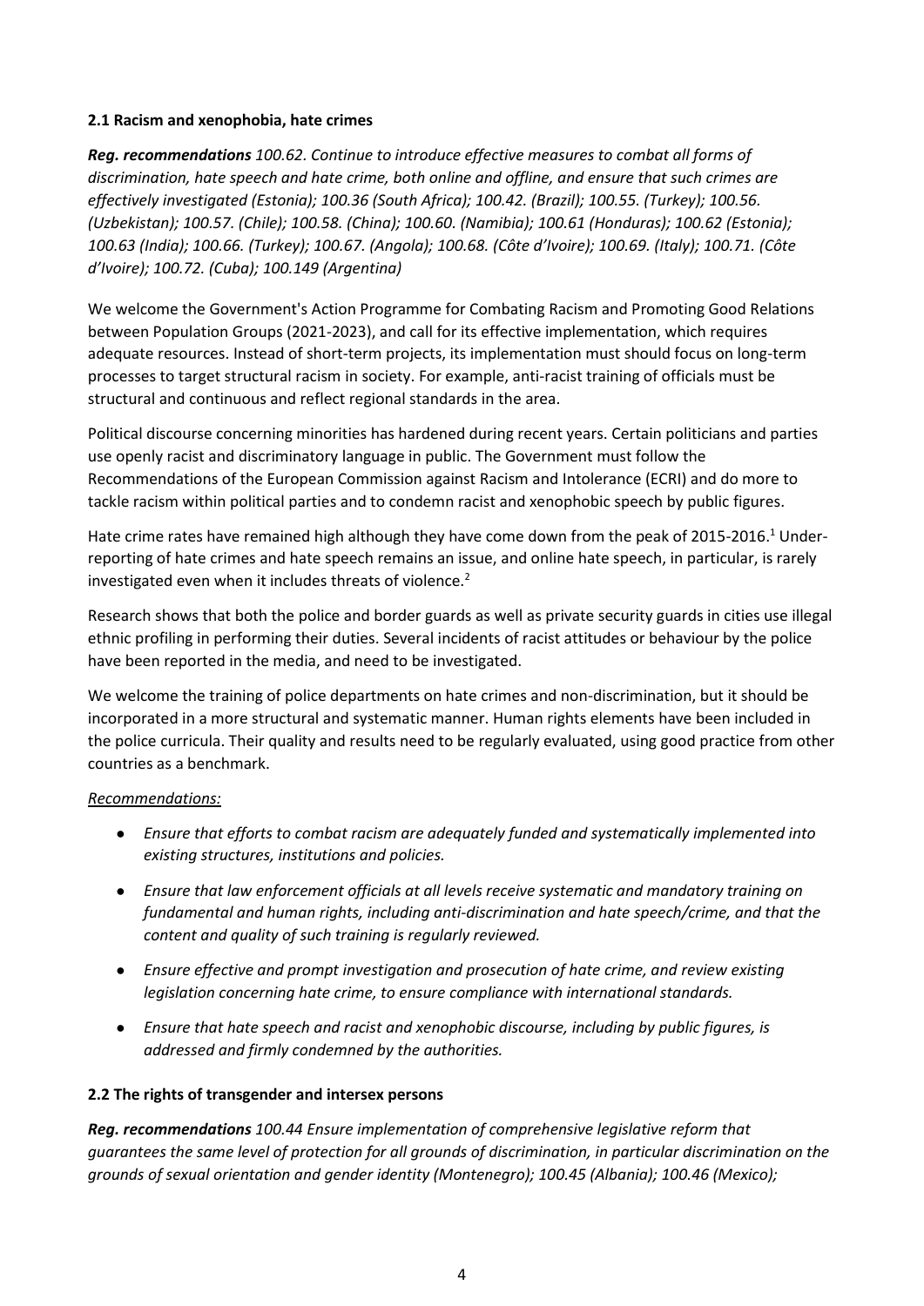### 2.1 Racism and xenophobia, hate crimes

***Reg. recommendations*** *100.62. Continue to introduce effective measures to combat all forms of discrimination, hate speech and hate crime, both online and offline, and ensure that such crimes are effectively investigated (Estonia); 100.36 (South Africa); 100.42. (Brazil); 100.55. (Turkey); 100.56. (Uzbekistan); 100.57. (Chile); 100.58. (China); 100.60. (Namibia); 100.61 (Honduras); 100.62 (Estonia); 100.63 (India); 100.66. (Turkey); 100.67. (Angola); 100.68. (Côte d'Ivoire); 100.69. (Italy); 100.71. (Côte d'Ivoire); 100.72. (Cuba); 100.149 (Argentina)*

We welcome the Government's Action Programme for Combating Racism and Promoting Good Relations between Population Groups (2021-2023), and call for its effective implementation, which requires adequate resources. Instead of short-term projects, its implementation must should focus on long-term processes to target structural racism in society. For example, anti-racist training of officials must be structural and continuous and reflect regional standards in the area.

Political discourse concerning minorities has hardened during recent years. Certain politicians and parties use openly racist and discriminatory language in public. The Government must follow the Recommendations of the European Commission against Racism and Intolerance (ECRI) and do more to tackle racism within political parties and to condemn racist and xenophobic speech by public figures.

Hate crime rates have remained high although they have come down from the peak of 2015-2016.[1] Under-reporting of hate crimes and hate speech remains an issue, and online hate speech, in particular, is rarely investigated even when it includes threats of violence.[2]

Research shows that both the police and border guards as well as private security guards in cities use illegal ethnic profiling in performing their duties. Several incidents of racist attitudes or behaviour by the police have been reported in the media, and need to be investigated.

We welcome the training of police departments on hate crimes and non-discrimination, but it should be incorporated in a more structural and systematic manner. Human rights elements have been included in the police curricula. Their quality and results need to be regularly evaluated, using good practice from other countries as a benchmark.

*Recommendations:*

- *Ensure that efforts to combat racism are adequately funded and systematically implemented into existing structures, institutions and policies.*
- *Ensure that law enforcement officials at all levels receive systematic and mandatory training on fundamental and human rights, including anti-discrimination and hate speech/crime, and that the content and quality of such training is regularly reviewed.*
- *Ensure effective and prompt investigation and prosecution of hate crime, and review existing legislation concerning hate crime, to ensure compliance with international standards.*
- *Ensure that hate speech and racist and xenophobic discourse, including by public figures, is addressed and firmly condemned by the authorities.*

### 2.2 The rights of transgender and intersex persons

***Reg. recommendations*** *100.44 Ensure implementation of comprehensive legislative reform that guarantees the same level of protection for all grounds of discrimination, in particular discrimination on the grounds of sexual orientation and gender identity (Montenegro); 100.45 (Albania); 100.46 (Mexico);*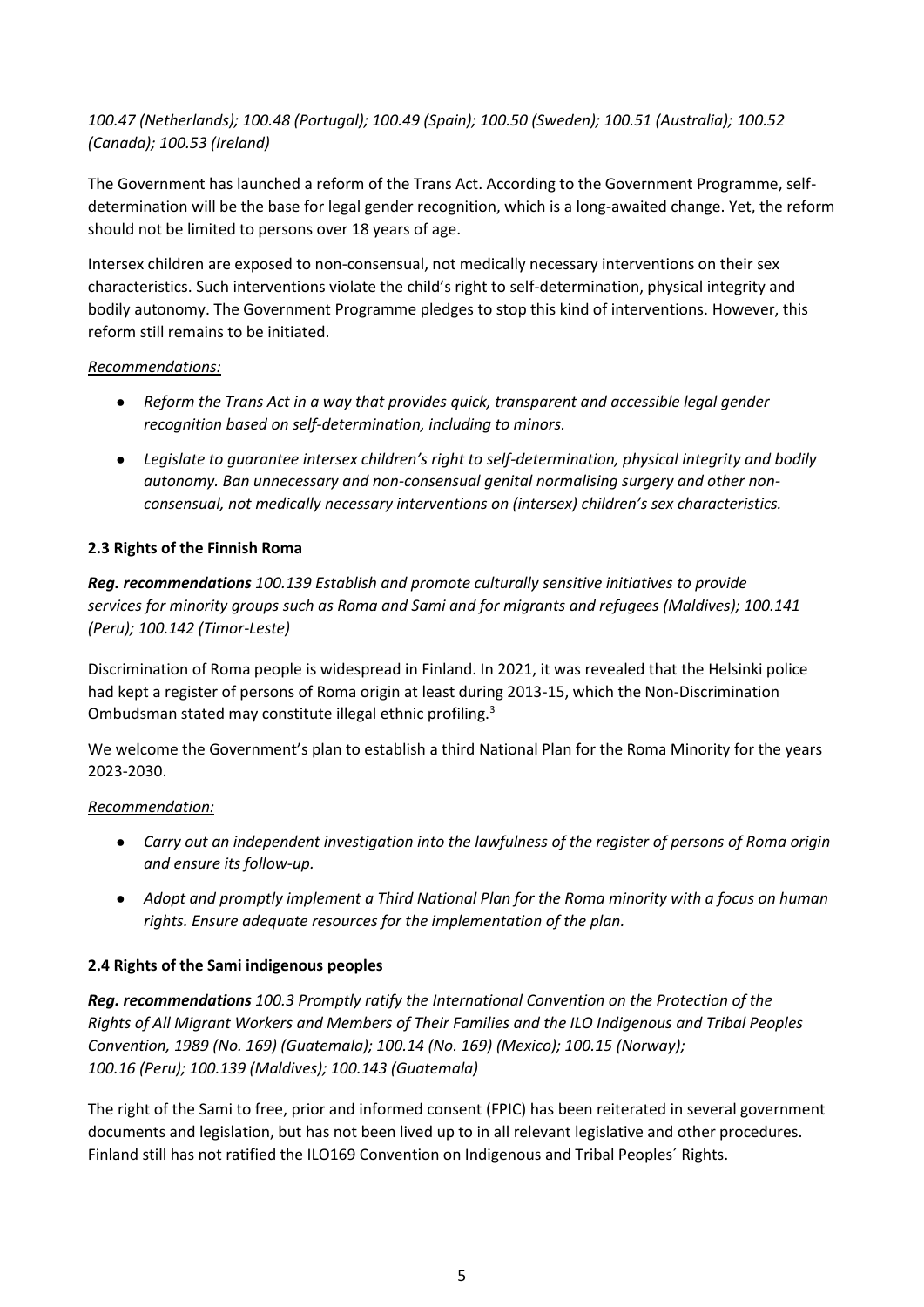*100.47 (Netherlands); 100.48 (Portugal); 100.49 (Spain); 100.50 (Sweden); 100.51 (Australia); 100.52 (Canada); 100.53 (Ireland)*

The Government has launched a reform of the Trans Act. According to the Government Programme, self-determination will be the base for legal gender recognition, which is a long-awaited change. Yet, the reform should not be limited to persons over 18 years of age.

Intersex children are exposed to non-consensual, not medically necessary interventions on their sex characteristics. Such interventions violate the child's right to self-determination, physical integrity and bodily autonomy. The Government Programme pledges to stop this kind of interventions. However, this reform still remains to be initiated.

*Recommendations:*

- *Reform the Trans Act in a way that provides quick, transparent and accessible legal gender recognition based on self-determination, including to minors.*
- *Legislate to guarantee intersex children's right to self-determination, physical integrity and bodily autonomy. Ban unnecessary and non-consensual genital normalising surgery and other non-consensual, not medically necessary interventions on (intersex) children's sex characteristics.*

### 2.3 Rights of the Finnish Roma

***Reg. recommendations** 100.139 Establish and promote culturally sensitive initiatives to provide services for minority groups such as Roma and Sami and for migrants and refugees (Maldives); 100.141 (Peru); 100.142 (Timor-Leste)*

Discrimination of Roma people is widespread in Finland. In 2021, it was revealed that the Helsinki police had kept a register of persons of Roma origin at least during 2013-15, which the Non-Discrimination Ombudsman stated may constitute illegal ethnic profiling.[3]

We welcome the Government's plan to establish a third National Plan for the Roma Minority for the years 2023-2030.

*Recommendation:*

- *Carry out an independent investigation into the lawfulness of the register of persons of Roma origin and ensure its follow-up.*
- *Adopt and promptly implement a Third National Plan for the Roma minority with a focus on human rights. Ensure adequate resources for the implementation of the plan.*

### 2.4 Rights of the Sami indigenous peoples

***Reg. recommendations** 100.3 Promptly ratify the International Convention on the Protection of the Rights of All Migrant Workers and Members of Their Families and the ILO Indigenous and Tribal Peoples Convention, 1989 (No. 169) (Guatemala); 100.14 (No. 169) (Mexico); 100.15 (Norway); 100.16 (Peru); 100.139 (Maldives); 100.143 (Guatemala)*

The right of the Sami to free, prior and informed consent (FPIC) has been reiterated in several government documents and legislation, but has not been lived up to in all relevant legislative and other procedures. Finland still has not ratified the ILO169 Convention on Indigenous and Tribal Peoples´ Rights.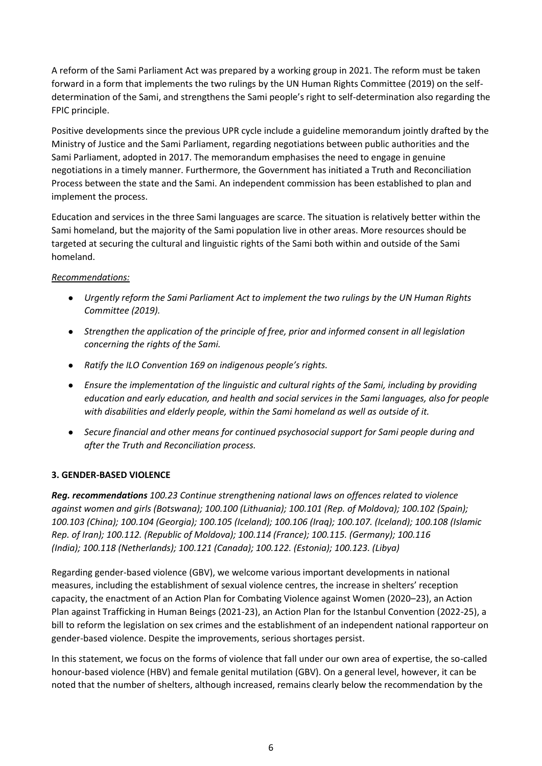A reform of the Sami Parliament Act was prepared by a working group in 2021. The reform must be taken forward in a form that implements the two rulings by the UN Human Rights Committee (2019) on the self-determination of the Sami, and strengthens the Sami people's right to self-determination also regarding the FPIC principle.

Positive developments since the previous UPR cycle include a guideline memorandum jointly drafted by the Ministry of Justice and the Sami Parliament, regarding negotiations between public authorities and the Sami Parliament, adopted in 2017. The memorandum emphasises the need to engage in genuine negotiations in a timely manner. Furthermore, the Government has initiated a Truth and Reconciliation Process between the state and the Sami. An independent commission has been established to plan and implement the process.

Education and services in the three Sami languages are scarce. The situation is relatively better within the Sami homeland, but the majority of the Sami population live in other areas. More resources should be targeted at securing the cultural and linguistic rights of the Sami both within and outside of the Sami homeland.

*Recommendations:*

- *Urgently reform the Sami Parliament Act to implement the two rulings by the UN Human Rights Committee (2019).*
- *Strengthen the application of the principle of free, prior and informed consent in all legislation concerning the rights of the Sami.*
- *Ratify the ILO Convention 169 on indigenous people's rights.*
- *Ensure the implementation of the linguistic and cultural rights of the Sami, including by providing education and early education, and health and social services in the Sami languages, also for people with disabilities and elderly people, within the Sami homeland as well as outside of it.*
- *Secure financial and other means for continued psychosocial support for Sami people during and after the Truth and Reconciliation process.*

## 3. GENDER-BASED VIOLENCE

***Reg. recommendations*** *100.23 Continue strengthening national laws on offences related to violence against women and girls (Botswana); 100.100 (Lithuania); 100.101 (Rep. of Moldova); 100.102 (Spain); 100.103 (China); 100.104 (Georgia); 100.105 (Iceland); 100.106 (Iraq); 100.107. (Iceland); 100.108 (Islamic Rep. of Iran); 100.112. (Republic of Moldova); 100.114 (France); 100.115. (Germany); 100.116 (India); 100.118 (Netherlands); 100.121 (Canada); 100.122. (Estonia); 100.123. (Libya)*

Regarding gender-based violence (GBV), we welcome various important developments in national measures, including the establishment of sexual violence centres, the increase in shelters' reception capacity, the enactment of an Action Plan for Combating Violence against Women (2020–23), an Action Plan against Trafficking in Human Beings (2021-23), an Action Plan for the Istanbul Convention (2022-25), a bill to reform the legislation on sex crimes and the establishment of an independent national rapporteur on gender-based violence. Despite the improvements, serious shortages persist.

In this statement, we focus on the forms of violence that fall under our own area of expertise, the so-called honour-based violence (HBV) and female genital mutilation (GBV). On a general level, however, it can be noted that the number of shelters, although increased, remains clearly below the recommendation by the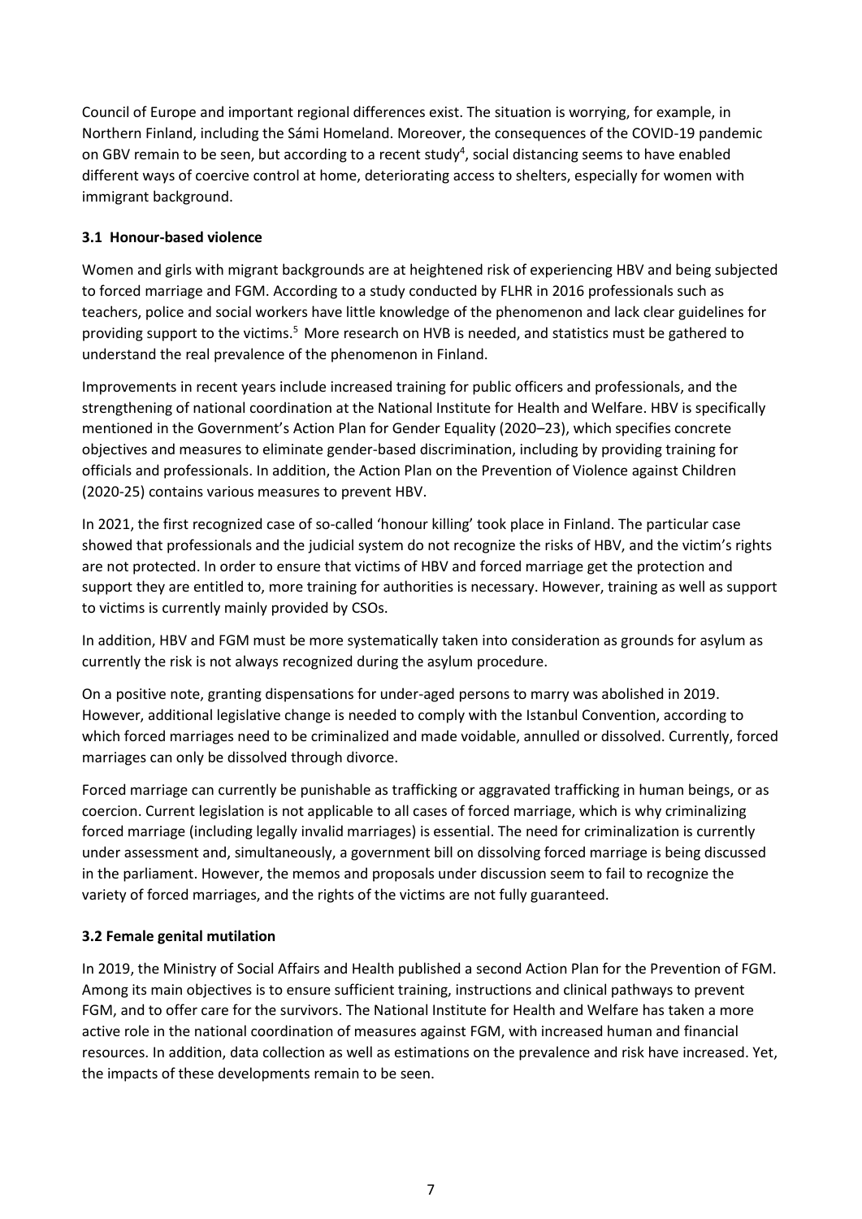Council of Europe and important regional differences exist. The situation is worrying, for example, in Northern Finland, including the Sámi Homeland. Moreover, the consequences of the COVID-19 pandemic on GBV remain to be seen, but according to a recent study[4], social distancing seems to have enabled different ways of coercive control at home, deteriorating access to shelters, especially for women with immigrant background.

### 3.1 Honour-based violence

Women and girls with migrant backgrounds are at heightened risk of experiencing HBV and being subjected to forced marriage and FGM. According to a study conducted by FLHR in 2016 professionals such as teachers, police and social workers have little knowledge of the phenomenon and lack clear guidelines for providing support to the victims.[5] More research on HVB is needed, and statistics must be gathered to understand the real prevalence of the phenomenon in Finland.

Improvements in recent years include increased training for public officers and professionals, and the strengthening of national coordination at the National Institute for Health and Welfare. HBV is specifically mentioned in the Government's Action Plan for Gender Equality (2020–23), which specifies concrete objectives and measures to eliminate gender-based discrimination, including by providing training for officials and professionals. In addition, the Action Plan on the Prevention of Violence against Children (2020-25) contains various measures to prevent HBV.

In 2021, the first recognized case of so-called 'honour killing' took place in Finland. The particular case showed that professionals and the judicial system do not recognize the risks of HBV, and the victim's rights are not protected. In order to ensure that victims of HBV and forced marriage get the protection and support they are entitled to, more training for authorities is necessary. However, training as well as support to victims is currently mainly provided by CSOs.

In addition, HBV and FGM must be more systematically taken into consideration as grounds for asylum as currently the risk is not always recognized during the asylum procedure.

On a positive note, granting dispensations for under-aged persons to marry was abolished in 2019. However, additional legislative change is needed to comply with the Istanbul Convention, according to which forced marriages need to be criminalized and made voidable, annulled or dissolved. Currently, forced marriages can only be dissolved through divorce.

Forced marriage can currently be punishable as trafficking or aggravated trafficking in human beings, or as coercion. Current legislation is not applicable to all cases of forced marriage, which is why criminalizing forced marriage (including legally invalid marriages) is essential. The need for criminalization is currently under assessment and, simultaneously, a government bill on dissolving forced marriage is being discussed in the parliament. However, the memos and proposals under discussion seem to fail to recognize the variety of forced marriages, and the rights of the victims are not fully guaranteed.

### 3.2 Female genital mutilation

In 2019, the Ministry of Social Affairs and Health published a second Action Plan for the Prevention of FGM. Among its main objectives is to ensure sufficient training, instructions and clinical pathways to prevent FGM, and to offer care for the survivors. The National Institute for Health and Welfare has taken a more active role in the national coordination of measures against FGM, with increased human and financial resources. In addition, data collection as well as estimations on the prevalence and risk have increased. Yet, the impacts of these developments remain to be seen.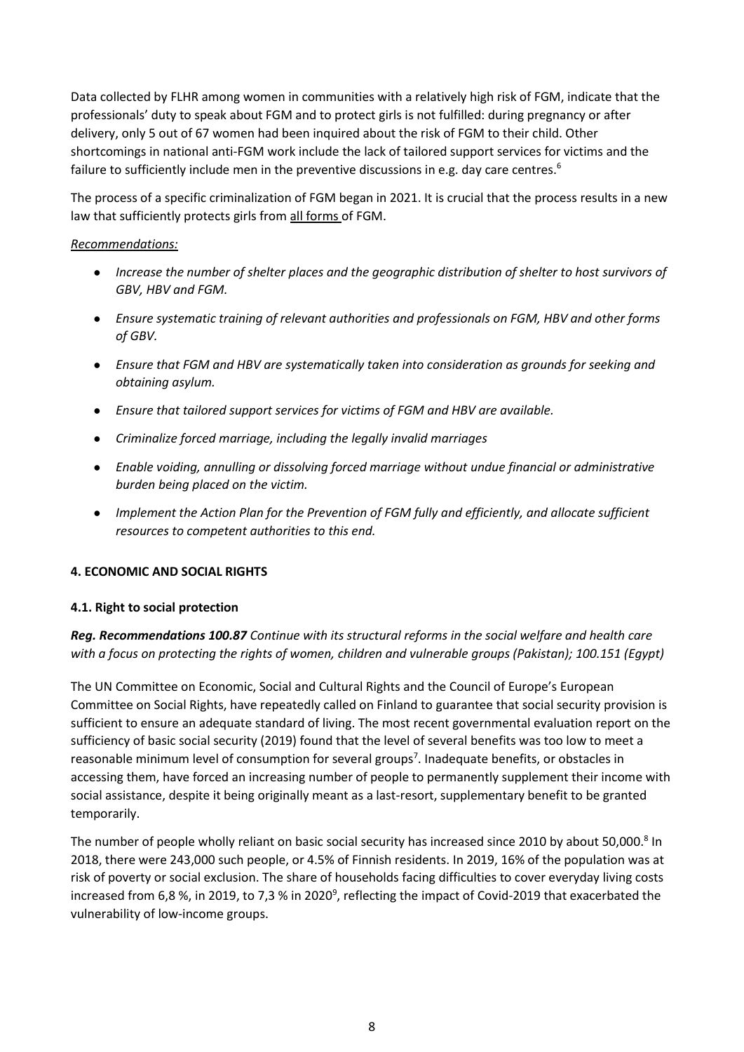Data collected by FLHR among women in communities with a relatively high risk of FGM, indicate that the professionals' duty to speak about FGM and to protect girls is not fulfilled: during pregnancy or after delivery, only 5 out of 67 women had been inquired about the risk of FGM to their child. Other shortcomings in national anti-FGM work include the lack of tailored support services for victims and the failure to sufficiently include men in the preventive discussions in e.g. day care centres.[6]

The process of a specific criminalization of FGM began in 2021. It is crucial that the process results in a new law that sufficiently protects girls from <u>all forms</u> of FGM.

*<u>Recommendations:</u>*

- *Increase the number of shelter places and the geographic distribution of shelter to host survivors of GBV, HBV and FGM.*
- *Ensure systematic training of relevant authorities and professionals on FGM, HBV and other forms of GBV.*
- *Ensure that FGM and HBV are systematically taken into consideration as grounds for seeking and obtaining asylum.*
- *Ensure that tailored support services for victims of FGM and HBV are available.*
- *Criminalize forced marriage, including the legally invalid marriages*
- *Enable voiding, annulling or dissolving forced marriage without undue financial or administrative burden being placed on the victim.*
- *Implement the Action Plan for the Prevention of FGM fully and efficiently, and allocate sufficient resources to competent authorities to this end.*

## 4. ECONOMIC AND SOCIAL RIGHTS

### 4.1. Right to social protection

***Reg. Recommendations 100.87*** *Continue with its structural reforms in the social welfare and health care with a focus on protecting the rights of women, children and vulnerable groups (Pakistan); 100.151 (Egypt)*

The UN Committee on Economic, Social and Cultural Rights and the Council of Europe's European Committee on Social Rights, have repeatedly called on Finland to guarantee that social security provision is sufficient to ensure an adequate standard of living. The most recent governmental evaluation report on the sufficiency of basic social security (2019) found that the level of several benefits was too low to meet a reasonable minimum level of consumption for several groups[7]. Inadequate benefits, or obstacles in accessing them, have forced an increasing number of people to permanently supplement their income with social assistance, despite it being originally meant as a last-resort, supplementary benefit to be granted temporarily.

The number of people wholly reliant on basic social security has increased since 2010 by about 50,000.[8] In 2018, there were 243,000 such people, or 4.5% of Finnish residents. In 2019, 16% of the population was at risk of poverty or social exclusion. The share of households facing difficulties to cover everyday living costs increased from 6,8 %, in 2019, to 7,3 % in 2020[9], reflecting the impact of Covid-2019 that exacerbated the vulnerability of low-income groups.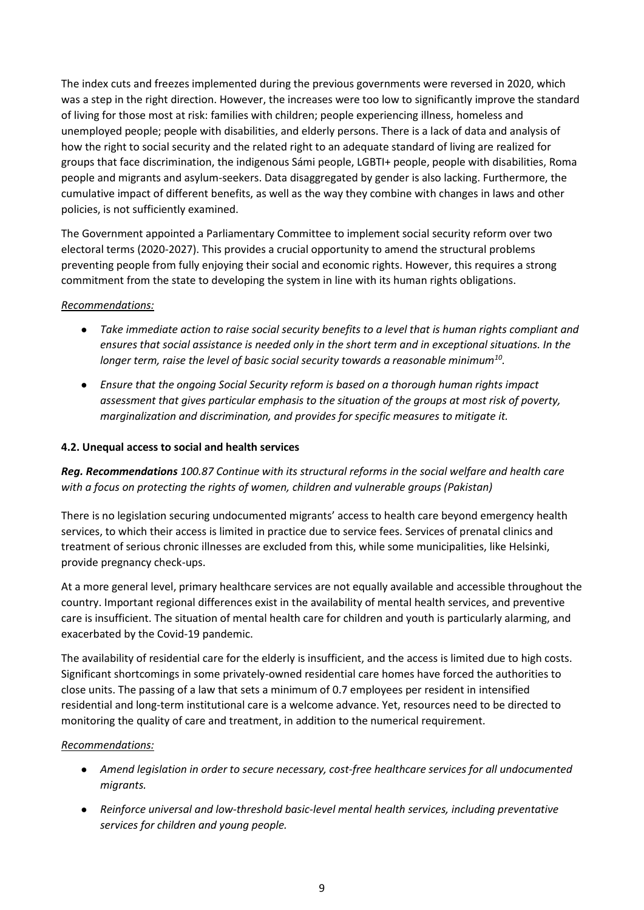The index cuts and freezes implemented during the previous governments were reversed in 2020, which was a step in the right direction. However, the increases were too low to significantly improve the standard of living for those most at risk: families with children; people experiencing illness, homeless and unemployed people; people with disabilities, and elderly persons. There is a lack of data and analysis of how the right to social security and the related right to an adequate standard of living are realized for groups that face discrimination, the indigenous Sámi people, LGBTI+ people, people with disabilities, Roma people and migrants and asylum-seekers. Data disaggregated by gender is also lacking. Furthermore, the cumulative impact of different benefits, as well as the way they combine with changes in laws and other policies, is not sufficiently examined.

The Government appointed a Parliamentary Committee to implement social security reform over two electoral terms (2020-2027). This provides a crucial opportunity to amend the structural problems preventing people from fully enjoying their social and economic rights. However, this requires a strong commitment from the state to developing the system in line with its human rights obligations.

*Recommendations:*

- *Take immediate action to raise social security benefits to a level that is human rights compliant and ensures that social assistance is needed only in the short term and in exceptional situations. In the longer term, raise the level of basic social security towards a reasonable minimum[10].*
- *Ensure that the ongoing Social Security reform is based on a thorough human rights impact assessment that gives particular emphasis to the situation of the groups at most risk of poverty, marginalization and discrimination, and provides for specific measures to mitigate it.*

### 4.2. Unequal access to social and health services

***Reg. Recommendations** 100.87 Continue with its structural reforms in the social welfare and health care with a focus on protecting the rights of women, children and vulnerable groups (Pakistan)*

There is no legislation securing undocumented migrants' access to health care beyond emergency health services, to which their access is limited in practice due to service fees. Services of prenatal clinics and treatment of serious chronic illnesses are excluded from this, while some municipalities, like Helsinki, provide pregnancy check-ups.

At a more general level, primary healthcare services are not equally available and accessible throughout the country. Important regional differences exist in the availability of mental health services, and preventive care is insufficient. The situation of mental health care for children and youth is particularly alarming, and exacerbated by the Covid-19 pandemic.

The availability of residential care for the elderly is insufficient, and the access is limited due to high costs. Significant shortcomings in some privately-owned residential care homes have forced the authorities to close units. The passing of a law that sets a minimum of 0.7 employees per resident in intensified residential and long-term institutional care is a welcome advance. Yet, resources need to be directed to monitoring the quality of care and treatment, in addition to the numerical requirement.

*Recommendations:*

- *Amend legislation in order to secure necessary, cost-free healthcare services for all undocumented migrants.*
- *Reinforce universal and low-threshold basic-level mental health services, including preventative services for children and young people.*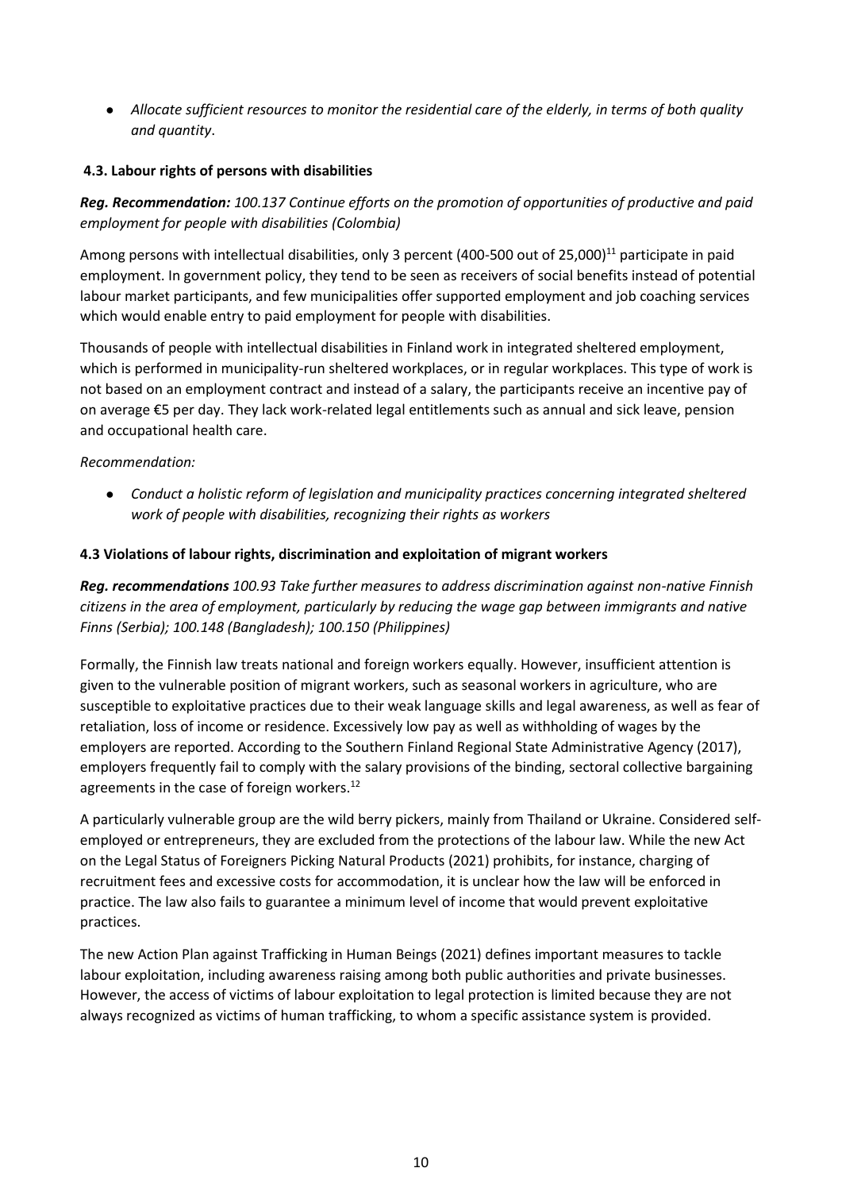- *Allocate sufficient resources to monitor the residential care of the elderly, in terms of both quality and quantity*.

### 4.3. Labour rights of persons with disabilities

***Reg. Recommendation:*** *100.137 Continue efforts on the promotion of opportunities of productive and paid employment for people with disabilities (Colombia)*

Among persons with intellectual disabilities, only 3 percent (400-500 out of 25,000)[11] participate in paid employment. In government policy, they tend to be seen as receivers of social benefits instead of potential labour market participants, and few municipalities offer supported employment and job coaching services which would enable entry to paid employment for people with disabilities.

Thousands of people with intellectual disabilities in Finland work in integrated sheltered employment, which is performed in municipality-run sheltered workplaces, or in regular workplaces. This type of work is not based on an employment contract and instead of a salary, the participants receive an incentive pay of on average €5 per day. They lack work-related legal entitlements such as annual and sick leave, pension and occupational health care.

*Recommendation:*

- *Conduct a holistic reform of legislation and municipality practices concerning integrated sheltered work of people with disabilities, recognizing their rights as workers*

### 4.3 Violations of labour rights, discrimination and exploitation of migrant workers

***Reg. recommendations*** *100.93 Take further measures to address discrimination against non-native Finnish citizens in the area of employment, particularly by reducing the wage gap between immigrants and native Finns (Serbia); 100.148 (Bangladesh); 100.150 (Philippines)*

Formally, the Finnish law treats national and foreign workers equally. However, insufficient attention is given to the vulnerable position of migrant workers, such as seasonal workers in agriculture, who are susceptible to exploitative practices due to their weak language skills and legal awareness, as well as fear of retaliation, loss of income or residence. Excessively low pay as well as withholding of wages by the employers are reported. According to the Southern Finland Regional State Administrative Agency (2017), employers frequently fail to comply with the salary provisions of the binding, sectoral collective bargaining agreements in the case of foreign workers.[12]

A particularly vulnerable group are the wild berry pickers, mainly from Thailand or Ukraine. Considered self-employed or entrepreneurs, they are excluded from the protections of the labour law. While the new Act on the Legal Status of Foreigners Picking Natural Products (2021) prohibits, for instance, charging of recruitment fees and excessive costs for accommodation, it is unclear how the law will be enforced in practice. The law also fails to guarantee a minimum level of income that would prevent exploitative practices.

The new Action Plan against Trafficking in Human Beings (2021) defines important measures to tackle labour exploitation, including awareness raising among both public authorities and private businesses. However, the access of victims of labour exploitation to legal protection is limited because they are not always recognized as victims of human trafficking, to whom a specific assistance system is provided.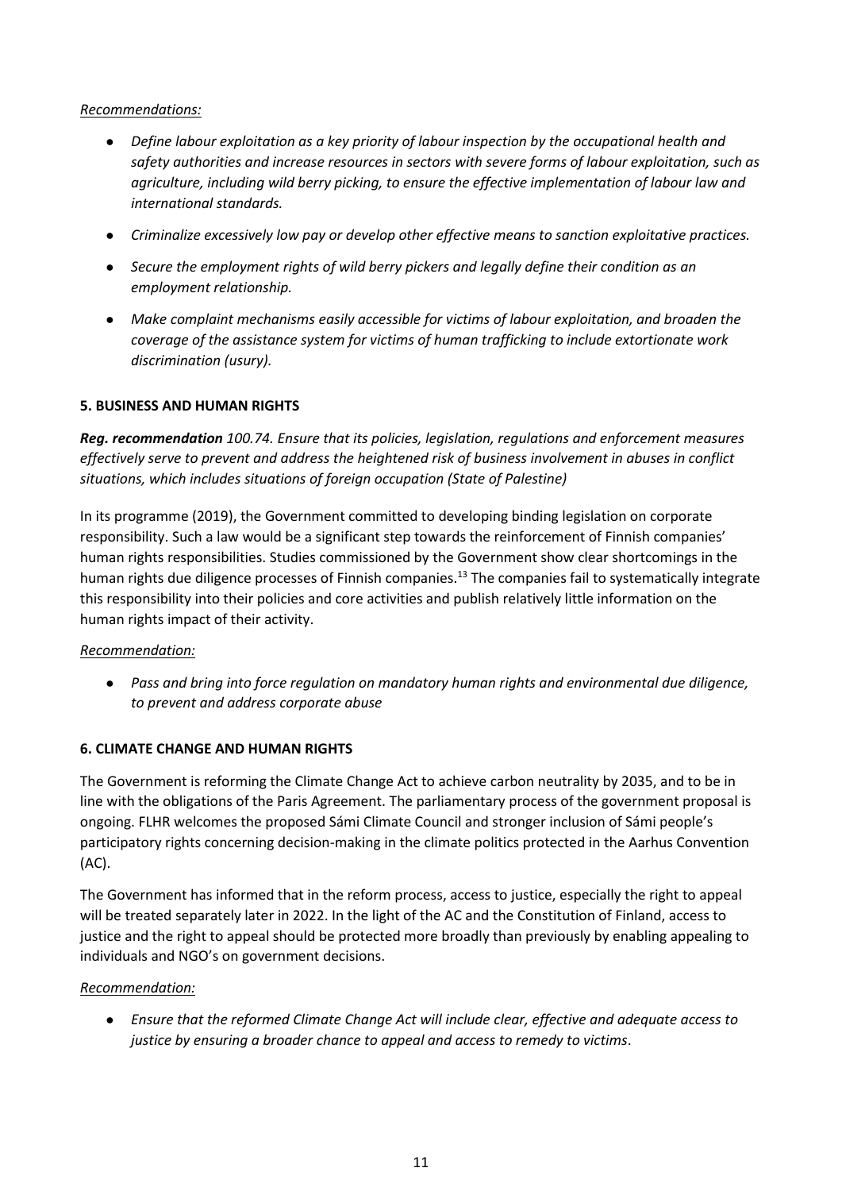*Recommendations:*

- *Define labour exploitation as a key priority of labour inspection by the occupational health and safety authorities and increase resources in sectors with severe forms of labour exploitation, such as agriculture, including wild berry picking, to ensure the effective implementation of labour law and international standards.*
- *Criminalize excessively low pay or develop other effective means to sanction exploitative practices.*
- *Secure the employment rights of wild berry pickers and legally define their condition as an employment relationship.*
- *Make complaint mechanisms easily accessible for victims of labour exploitation, and broaden the coverage of the assistance system for victims of human trafficking to include extortionate work discrimination (usury).*

## 5. BUSINESS AND HUMAN RIGHTS

***Reg. recommendation*** *100.74. Ensure that its policies, legislation, regulations and enforcement measures effectively serve to prevent and address the heightened risk of business involvement in abuses in conflict situations, which includes situations of foreign occupation (State of Palestine)*

In its programme (2019), the Government committed to developing binding legislation on corporate responsibility. Such a law would be a significant step towards the reinforcement of Finnish companies' human rights responsibilities. Studies commissioned by the Government show clear shortcomings in the human rights due diligence processes of Finnish companies.[13] The companies fail to systematically integrate this responsibility into their policies and core activities and publish relatively little information on the human rights impact of their activity.

*Recommendation:*

- *Pass and bring into force regulation on mandatory human rights and environmental due diligence, to prevent and address corporate abuse*

## 6. CLIMATE CHANGE AND HUMAN RIGHTS

The Government is reforming the Climate Change Act to achieve carbon neutrality by 2035, and to be in line with the obligations of the Paris Agreement. The parliamentary process of the government proposal is ongoing. FLHR welcomes the proposed Sámi Climate Council and stronger inclusion of Sámi people's participatory rights concerning decision-making in the climate politics protected in the Aarhus Convention (AC).

The Government has informed that in the reform process, access to justice, especially the right to appeal will be treated separately later in 2022. In the light of the AC and the Constitution of Finland, access to justice and the right to appeal should be protected more broadly than previously by enabling appealing to individuals and NGO's on government decisions.

*Recommendation:*

- *Ensure that the reformed Climate Change Act will include clear, effective and adequate access to justice by ensuring a broader chance to appeal and access to remedy to victims*.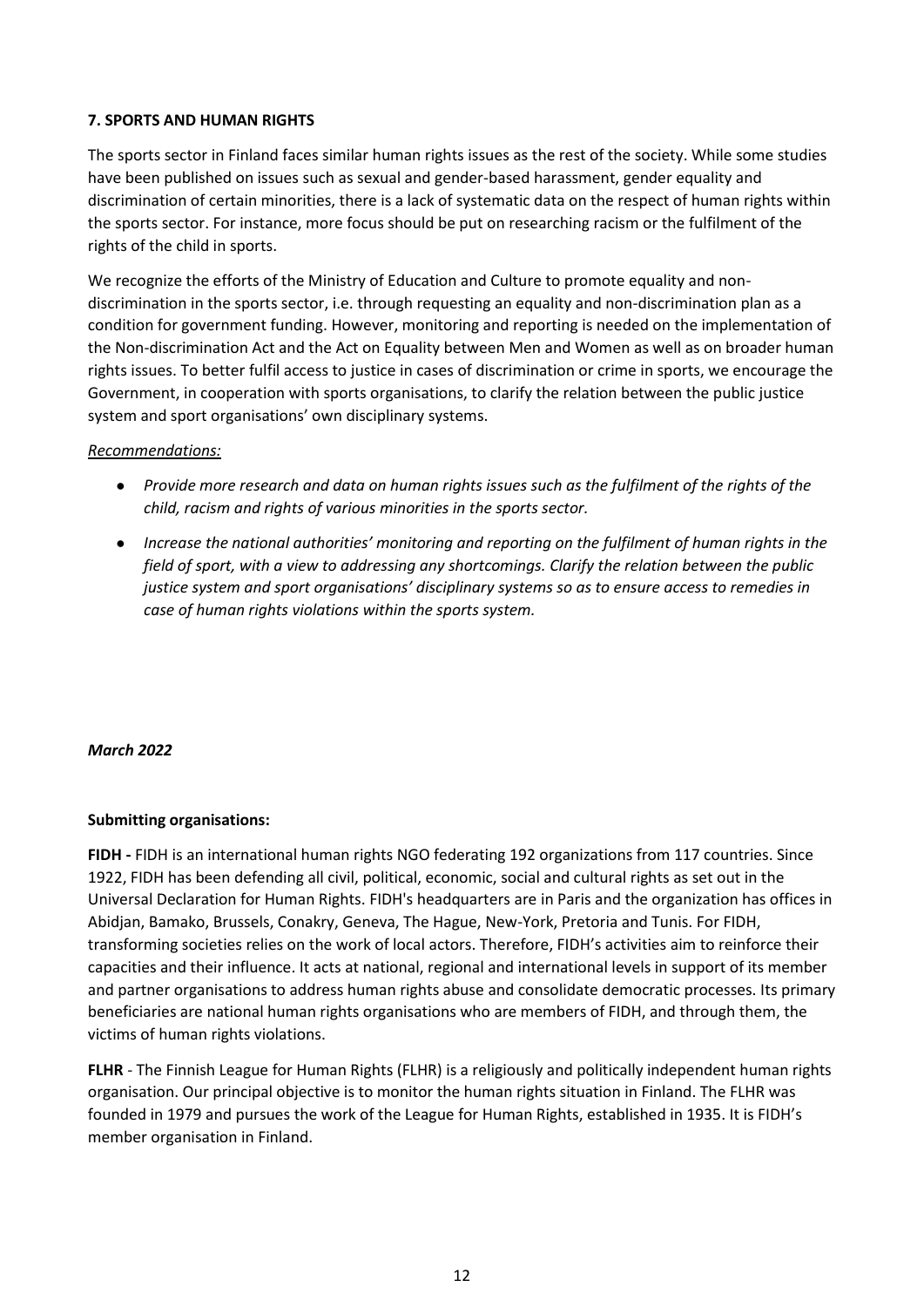## 7. SPORTS AND HUMAN RIGHTS

The sports sector in Finland faces similar human rights issues as the rest of the society. While some studies have been published on issues such as sexual and gender-based harassment, gender equality and discrimination of certain minorities, there is a lack of systematic data on the respect of human rights within the sports sector. For instance, more focus should be put on researching racism or the fulfilment of the rights of the child in sports.

We recognize the efforts of the Ministry of Education and Culture to promote equality and non-discrimination in the sports sector, i.e. through requesting an equality and non-discrimination plan as a condition for government funding. However, monitoring and reporting is needed on the implementation of the Non-discrimination Act and the Act on Equality between Men and Women as well as on broader human rights issues. To better fulfil access to justice in cases of discrimination or crime in sports, we encourage the Government, in cooperation with sports organisations, to clarify the relation between the public justice system and sport organisations' own disciplinary systems.

*Recommendations:*

- *Provide more research and data on human rights issues such as the fulfilment of the rights of the child, racism and rights of various minorities in the sports sector.*
- *Increase the national authorities' monitoring and reporting on the fulfilment of human rights in the field of sport, with a view to addressing any shortcomings. Clarify the relation between the public justice system and sport organisations' disciplinary systems so as to ensure access to remedies in case of human rights violations within the sports system.*

***March 2022***

**Submitting organisations:**

**FIDH -** FIDH is an international human rights NGO federating 192 organizations from 117 countries. Since 1922, FIDH has been defending all civil, political, economic, social and cultural rights as set out in the Universal Declaration for Human Rights. FIDH's headquarters are in Paris and the organization has offices in Abidjan, Bamako, Brussels, Conakry, Geneva, The Hague, New-York, Pretoria and Tunis. For FIDH, transforming societies relies on the work of local actors. Therefore, FIDH's activities aim to reinforce their capacities and their influence. It acts at national, regional and international levels in support of its member and partner organisations to address human rights abuse and consolidate democratic processes. Its primary beneficiaries are national human rights organisations who are members of FIDH, and through them, the victims of human rights violations.

**FLHR** - The Finnish League for Human Rights (FLHR) is a religiously and politically independent human rights organisation. Our principal objective is to monitor the human rights situation in Finland. The FLHR was founded in 1979 and pursues the work of the League for Human Rights, established in 1935. It is FIDH's member organisation in Finland.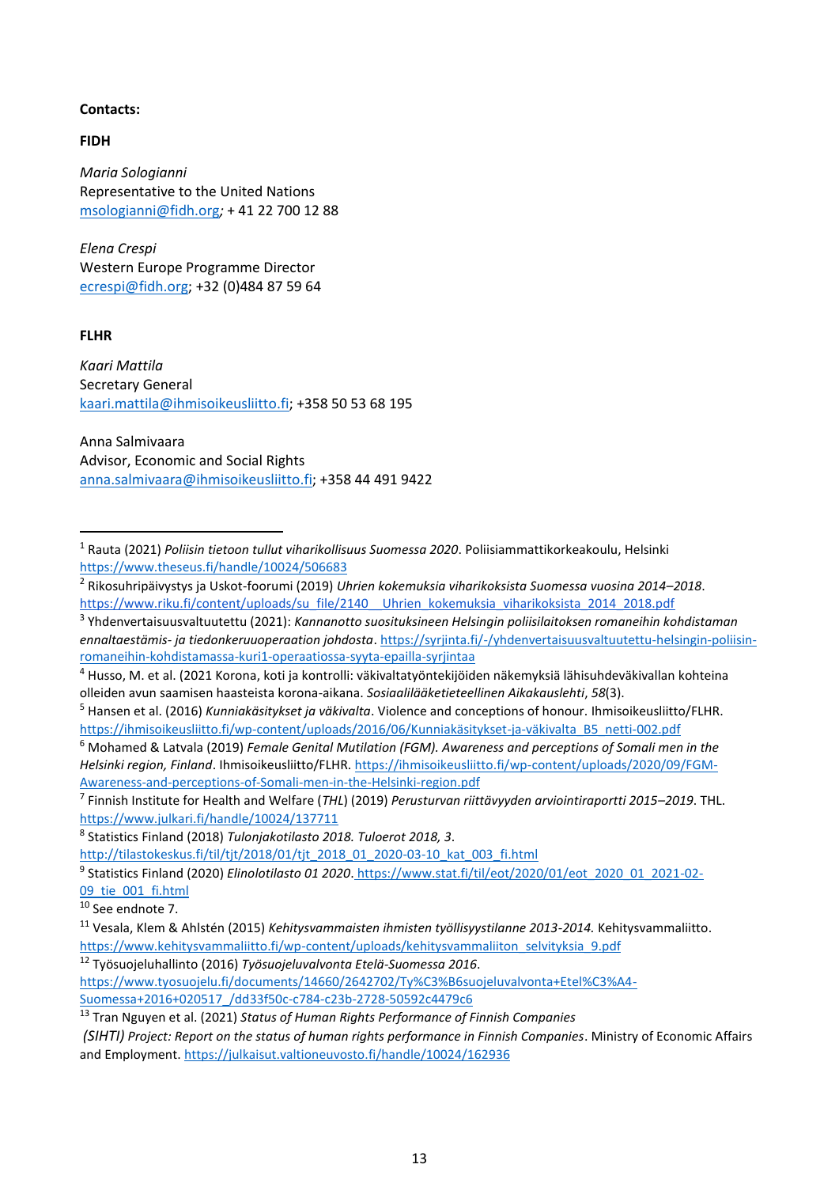**Contacts:**

**FIDH**

*Maria Sologianni*
Representative to the United Nations
msologianni@fidh.org; + 41 22 700 12 88

*Elena Crespi*
Western Europe Programme Director
ecrespi@fidh.org; +32 (0)484 87 59 64

**FLHR**

*Kaari Mattila*
Secretary General
kaari.mattila@ihmisoikeusliitto.fi; +358 50 53 68 195

Anna Salmivaara
Advisor, Economic and Social Rights
anna.salmivaara@ihmisoikeusliitto.fi; +358 44 491 9422

---

[1] Rauta (2021) *Poliisin tietoon tullut viharikollisuus Suomessa 2020*. Poliisiammattikorkeakoulu, Helsinki https://www.theseus.fi/handle/10024/506683

[2] Rikosuhripäivystys ja Uskot-foorumi (2019) *Uhrien kokemuksia viharikoksista Suomessa vuosina 2014–2018.* https://www.riku.fi/content/uploads/su_file/2140__Uhrien_kokemuksia_viharikoksista_2014_2018.pdf

[3] Yhdenvertaisuusvaltuutettu (2021): *Kannanotto suosituksineen Helsingin poliisilaitoksen romaneihin kohdistaman ennaltaestämis- ja tiedonkeruuoperaation johdosta*. https://syrjinta.fi/-/yhdenvertaisuusvaltuutettu-helsingin-poliisin-romaneihin-kohdistamassa-kuri1-operaatiossa-syyta-epailla-syrjintaa

[4] Husso, M. et al. (2021 Korona, koti ja kontrolli: väkivaltatyöntekijöiden näkemyksiä lähisuhdeväkivallan kohteina olleiden avun saamisen haasteista korona-aikana. *Sosiaalilääketieteellinen Aikakauslehti*, *58*(3).

[5] Hansen et al. (2016) *Kunniakäsitykset ja väkivalta*. Violence and conceptions of honour. Ihmisoikeusliitto/FLHR. https://ihmisoikeusliitto.fi/wp-content/uploads/2016/06/Kunniakäsitykset-ja-väkivalta_B5_netti-002.pdf

[6] Mohamed & Latvala (2019) *Female Genital Mutilation (FGM). Awareness and perceptions of Somali men in the Helsinki region, Finland*. Ihmisoikeusliitto/FLHR. https://ihmisoikeusliitto.fi/wp-content/uploads/2020/09/FGM-Awareness-and-perceptions-of-Somali-men-in-the-Helsinki-region.pdf

[7] Finnish Institute for Health and Welfare (*THL*) (2019) *Perusturvan riittävyyden arviointiraportti 2015–2019*. THL. https://www.julkari.fi/handle/10024/137711

[8] Statistics Finland (2018) *Tulonjakotilasto 2018. Tuloerot 2018, 3*. http://tilastokeskus.fi/til/tjt/2018/01/tjt_2018_01_2020-03-10_kat_003_fi.html

[9] Statistics Finland (2020) *Elinolotilasto 01 2020*. https://www.stat.fi/til/eot/2020/01/eot_2020_01_2021-02-09_tie_001_fi.html

[10] See endnote 7.

[11] Vesala, Klem & Ahlstén (2015) *Kehitysvammaisten ihmisten työllisyystilanne 2013-2014.* Kehitysvammaliitto. https://www.kehitysvammaliitto.fi/wp-content/uploads/kehitysvammaliiton_selvityksia_9.pdf

[12] Työsuojeluhallinto (2016) *Työsuojeluvalvonta Etelä-Suomessa 2016*. https://www.tyosuojelu.fi/documents/14660/2642702/Ty%C3%B6suojeluvalvonta+Etel%C3%A4-Suomessa+2016+020517_/dd33f50c-c784-c23b-2728-50592c4479c6

[13] Tran Nguyen et al. (2021) *Status of Human Rights Performance of Finnish Companies (SIHTI) Project: Report on the status of human rights performance in Finnish Companies*. Ministry of Economic Affairs and Employment. https://julkaisut.valtioneuvosto.fi/handle/10024/162936